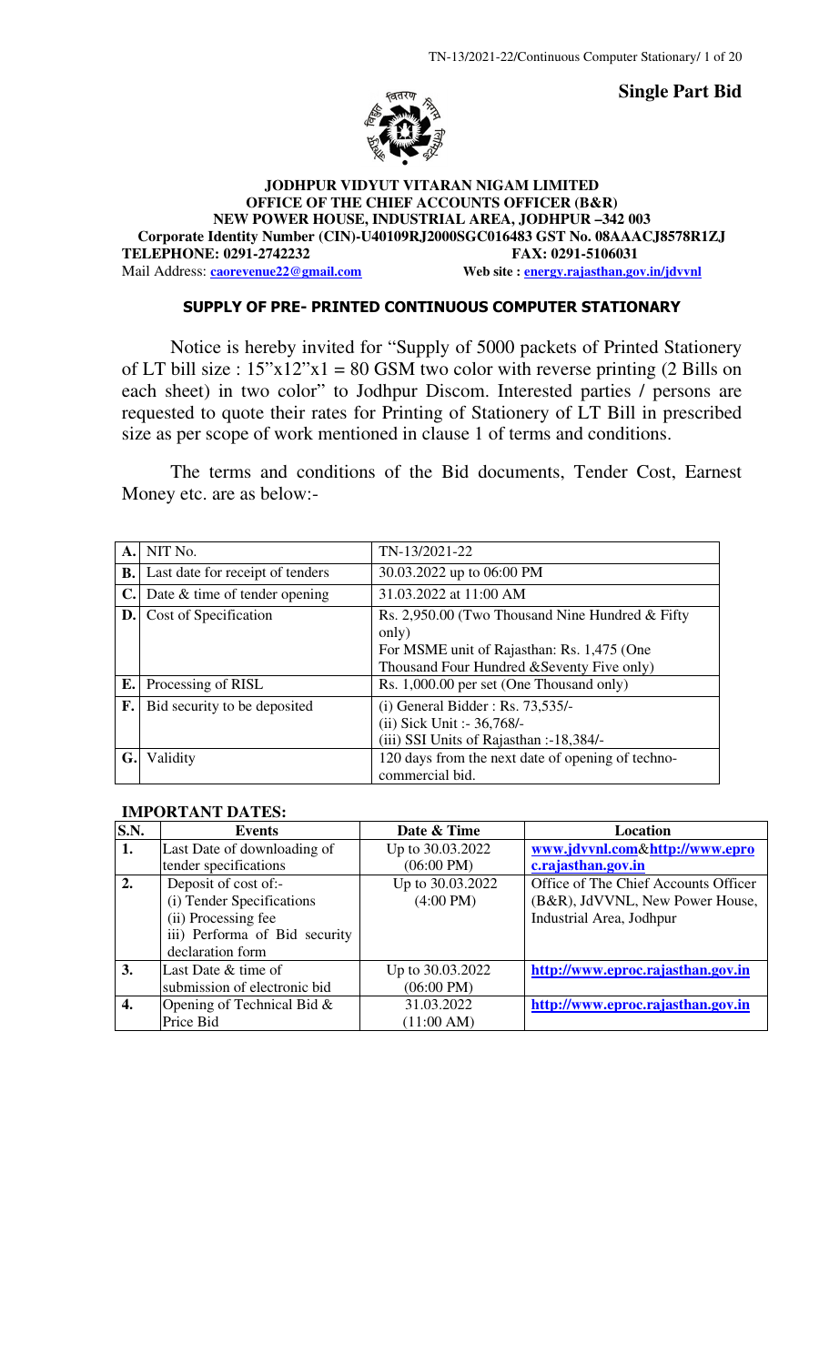**Single Part Bid**

**JODHPUR VIDYUT VITARAN NIGAM LIMITED**
**OFFICE OF THE CHIEF ACCOUNTS OFFICER (B&R)**
**NEW POWER HOUSE, INDUSTRIAL AREA, JODHPUR –342 003**
**Corporate Identity Number (CIN)-U40109RJ2000SGC016483 GST No. 08AAACJ8578R1ZJ**
**TELEPHONE: 0291-2742232** **FAX: 0291-5106031**
Mail Address: **caorevenue22@gmail.com** **Web site : energy.rajasthan.gov.in/jdvvnl**

## SUPPLY OF PRE- PRINTED CONTINUOUS COMPUTER STATIONARY

Notice is hereby invited for "Supply of 5000 packets of Printed Stationery of LT bill size : 15"x12"x1 = 80 GSM two color with reverse printing (2 Bills on each sheet) in two color" to Jodhpur Discom. Interested parties / persons are requested to quote their rates for Printing of Stationery of LT Bill in prescribed size as per scope of work mentioned in clause 1 of terms and conditions.

The terms and conditions of the Bid documents, Tender Cost, Earnest Money etc. are as below:-

| | | |
|---|---|---|
| **A.** | NIT No. | TN-13/2021-22 |
| **B.** | Last date for receipt of tenders | 30.03.2022 up to 06:00 PM |
| **C.** | Date & time of tender opening | 31.03.2022 at 11:00 AM |
| **D.** | Cost of Specification | Rs. 2,950.00 (Two Thousand Nine Hundred & Fifty only)<br>For MSME unit of Rajasthan: Rs. 1,475 (One Thousand Four Hundred &Seventy Five only) |
| **E.** | Processing of RISL | Rs. 1,000.00 per set (One Thousand only) |
| **F.** | Bid security to be deposited | (i) General Bidder : Rs. 73,535/-<br>(ii) Sick Unit :- 36,768/-<br>(iii) SSI Units of Rajasthan :-18,384/- |
| **G.** | Validity | 120 days from the next date of opening of techno-commercial bid. |

**IMPORTANT DATES:**

| S.N. | Events | Date & Time | Location |
|---|---|---|---|
| **1.** | Last Date of downloading of tender specifications | Up to 30.03.2022 (06:00 PM) | www.jdvvnl.com&http://www.eproc.rajasthan.gov.in |
| **2.** | Deposit of cost of:-<br>(i) Tender Specifications<br>(ii) Processing fee<br>iii) Performa of Bid security declaration form | Up to 30.03.2022 (4:00 PM) | Office of The Chief Accounts Officer (B&R), JdVVNL, New Power House, Industrial Area, Jodhpur |
| **3.** | Last Date & time of submission of electronic bid | Up to 30.03.2022 (06:00 PM) | http://www.eproc.rajasthan.gov.in |
| **4.** | Opening of Technical Bid & Price Bid | 31.03.2022 (11:00 AM) | http://www.eproc.rajasthan.gov.in |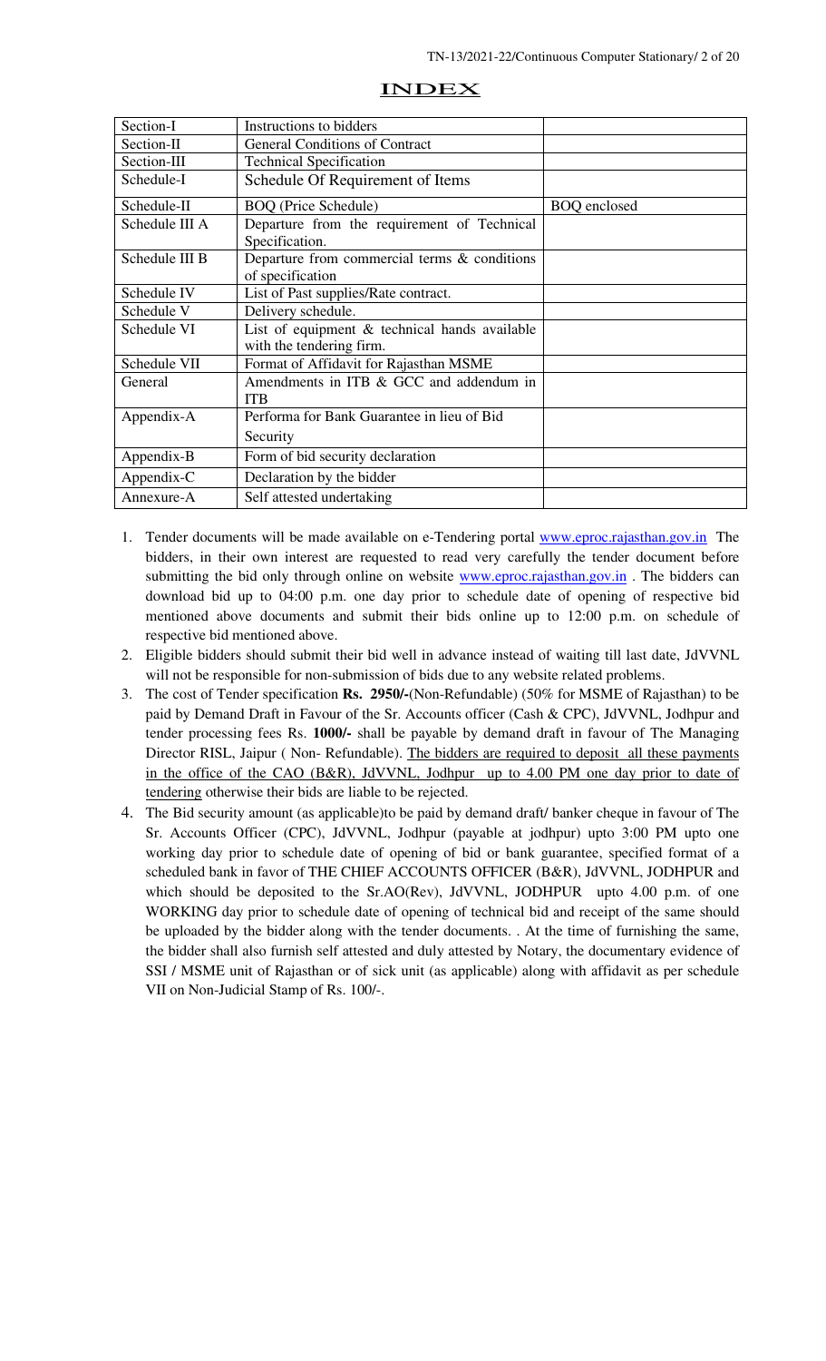# INDEX

| | | |
|---|---|---|
| Section-I | Instructions to bidders | |
| Section-II | General Conditions of Contract | |
| Section-III | Technical Specification | |
| Schedule-I | Schedule Of Requirement of Items | |
| Schedule-II | BOQ (Price Schedule) | BOQ enclosed |
| Schedule III A | Departure from the requirement of Technical Specification. | |
| Schedule III B | Departure from commercial terms & conditions of specification | |
| Schedule IV | List of Past supplies/Rate contract. | |
| Schedule V | Delivery schedule. | |
| Schedule VI | List of equipment & technical hands available with the tendering firm. | |
| Schedule VII | Format of Affidavit for Rajasthan MSME | |
| General | Amendments in ITB & GCC and addendum in ITB | |
| Appendix-A | Performa for Bank Guarantee in lieu of Bid Security | |
| Appendix-B | Form of bid security declaration | |
| Appendix-C | Declaration by the bidder | |
| Annexure-A | Self attested undertaking | |

1. Tender documents will be made available on e-Tendering portal www.eproc.rajasthan.gov.in The bidders, in their own interest are requested to read very carefully the tender document before submitting the bid only through online on website www.eproc.rajasthan.gov.in . The bidders can download bid up to 04:00 p.m. one day prior to schedule date of opening of respective bid mentioned above documents and submit their bids online up to 12:00 p.m. on schedule of respective bid mentioned above.
2. Eligible bidders should submit their bid well in advance instead of waiting till last date, JdVVNL will not be responsible for non-submission of bids due to any website related problems.
3. The cost of Tender specification **Rs. 2950/-**(Non-Refundable) (50% for MSME of Rajasthan) to be paid by Demand Draft in Favour of the Sr. Accounts officer (Cash & CPC), JdVVNL, Jodhpur and tender processing fees Rs. **1000/-** shall be payable by demand draft in favour of The Managing Director RISL, Jaipur ( Non- Refundable). The bidders are required to deposit all these payments in the office of the CAO (B&R), JdVVNL, Jodhpur up to 4.00 PM one day prior to date of tendering otherwise their bids are liable to be rejected.
4. The Bid security amount (as applicable)to be paid by demand draft/ banker cheque in favour of The Sr. Accounts Officer (CPC), JdVVNL, Jodhpur (payable at jodhpur) upto 3:00 PM upto one working day prior to schedule date of opening of bid or bank guarantee, specified format of a scheduled bank in favor of THE CHIEF ACCOUNTS OFFICER (B&R), JdVVNL, JODHPUR and which should be deposited to the Sr.AO(Rev), JdVVNL, JODHPUR upto 4.00 p.m. of one WORKING day prior to schedule date of opening of technical bid and receipt of the same should be uploaded by the bidder along with the tender documents. . At the time of furnishing the same, the bidder shall also furnish self attested and duly attested by Notary, the documentary evidence of SSI / MSME unit of Rajasthan or of sick unit (as applicable) along with affidavit as per schedule VII on Non-Judicial Stamp of Rs. 100/-.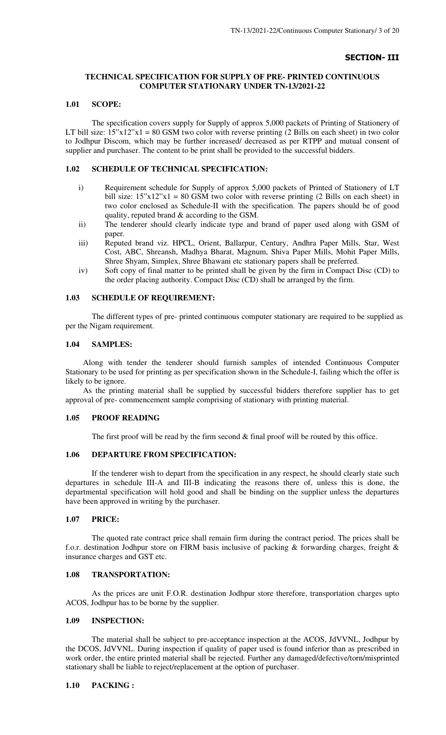**SECTION- III**

**TECHNICAL SPECIFICATION FOR SUPPLY OF PRE- PRINTED CONTINUOUS COMPUTER STATIONARY UNDER TN-13/2021-22**

**1.01 SCOPE:**

The specification covers supply for Supply of approx 5,000 packets of Printing of Stationery of LT bill size: 15"x12"x1 = 80 GSM two color with reverse printing (2 Bills on each sheet) in two color to Jodhpur Discom, which may be further increased/ decreased as per RTPP and mutual consent of supplier and purchaser. The content to be print shall be provided to the successful bidders.

**1.02 SCHEDULE OF TECHNICAL SPECIFICATION:**

i) Requirement schedule for Supply of approx 5,000 packets of Printed of Stationery of LT bill size: 15"x12"x1 = 80 GSM two color with reverse printing (2 Bills on each sheet) in two color enclosed as Schedule-II with the specification. The papers should be of good quality, reputed brand & according to the GSM.

ii) The tenderer should clearly indicate type and brand of paper used along with GSM of paper.

iii) Reputed brand viz. HPCL, Orient, Ballarpur, Century, Andhra Paper Mills, Star, West Cost, ABC, Shreansh, Madhya Bharat, Magnum, Shiva Paper Mills, Mohit Paper Mills, Shree Shyam, Simplex, Shree Bhawani etc stationary papers shall be preferred.

iv) Soft copy of final matter to be printed shall be given by the firm in Compact Disc (CD) to the order placing authority. Compact Disc (CD) shall be arranged by the firm.

**1.03 SCHEDULE OF REQUIREMENT:**

The different types of pre- printed continuous computer stationary are required to be supplied as per the Nigam requirement.

**1.04 SAMPLES:**

Along with tender the tenderer should furnish samples of intended Continuous Computer Stationary to be used for printing as per specification shown in the Schedule-I, failing which the offer is likely to be ignore.

As the printing material shall be supplied by successful bidders therefore supplier has to get approval of pre- commencement sample comprising of stationary with printing material.

**1.05 PROOF READING**

The first proof will be read by the firm second & final proof will be routed by this office.

**1.06 DEPARTURE FROM SPECIFICATION:**

If the tenderer wish to depart from the specification in any respect, he should clearly state such departures in schedule III-A and III-B indicating the reasons there of, unless this is done, the departmental specification will hold good and shall be binding on the supplier unless the departures have been approved in writing by the purchaser.

**1.07 PRICE:**

The quoted rate contract price shall remain firm during the contract period. The prices shall be f.o.r. destination Jodhpur store on FIRM basis inclusive of packing & forwarding charges, freight & insurance charges and GST etc.

**1.08 TRANSPORTATION:**

As the prices are unit F.O.R. destination Jodhpur store therefore, transportation charges upto ACOS, Jodhpur has to be borne by the supplier.

**1.09 INSPECTION:**

The material shall be subject to pre-acceptance inspection at the ACOS, JdVVNL, Jodhpur by the DCOS, JdVVNL. During inspection if quality of paper used is found inferior than as prescribed in work order, the entire printed material shall be rejected. Further any damaged/defective/torn/misprinted stationary shall be liable to reject/replacement at the option of purchaser.

**1.10 PACKING :**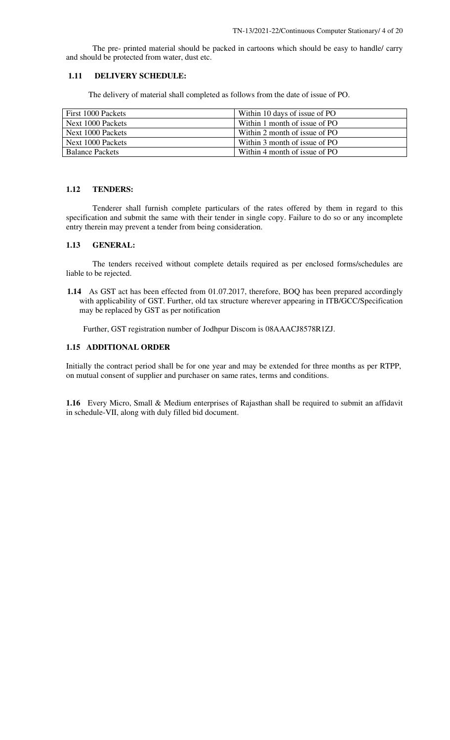The pre- printed material should be packed in cartoons which should be easy to handle/ carry and should be protected from water, dust etc.

**1.11 DELIVERY SCHEDULE:**

The delivery of material shall completed as follows from the date of issue of PO.

| | |
|---|---|
| First 1000 Packets | Within 10 days of issue of PO |
| Next 1000 Packets | Within 1 month of issue of PO |
| Next 1000 Packets | Within 2 month of issue of PO |
| Next 1000 Packets | Within 3 month of issue of PO |
| Balance Packets | Within 4 month of issue of PO |

**1.12 TENDERS:**

Tenderer shall furnish complete particulars of the rates offered by them in regard to this specification and submit the same with their tender in single copy. Failure to do so or any incomplete entry therein may prevent a tender from being consideration.

**1.13 GENERAL:**

The tenders received without complete details required as per enclosed forms/schedules are liable to be rejected.

**1.14** As GST act has been effected from 01.07.2017, therefore, BOQ has been prepared accordingly with applicability of GST. Further, old tax structure wherever appearing in ITB/GCC/Specification may be replaced by GST as per notification

Further, GST registration number of Jodhpur Discom is 08AAACJ8578R1ZJ.

**1.15 ADDITIONAL ORDER**

Initially the contract period shall be for one year and may be extended for three months as per RTPP, on mutual consent of supplier and purchaser on same rates, terms and conditions.

**1.16** Every Micro, Small & Medium enterprises of Rajasthan shall be required to submit an affidavit in schedule-VII, along with duly filled bid document.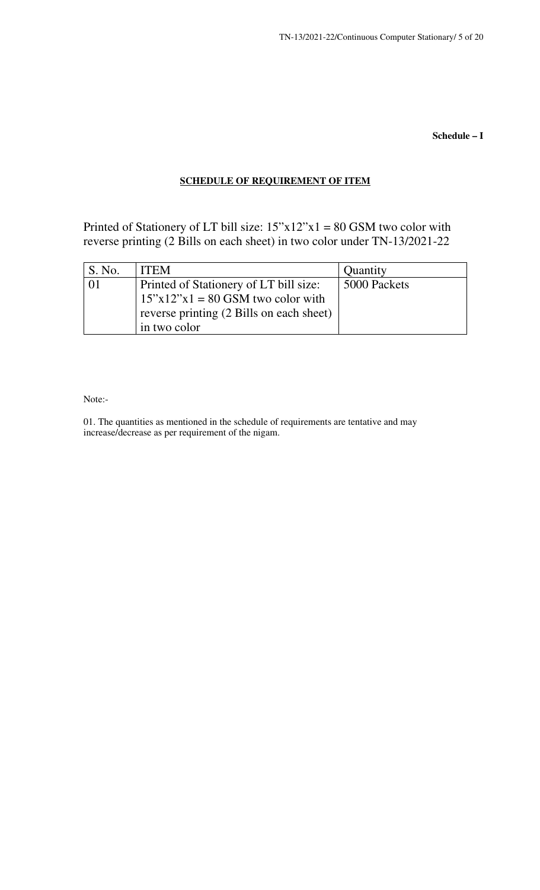**Schedule – I**

**SCHEDULE OF REQUIREMENT OF ITEM**

Printed of Stationery of LT bill size: 15”x12”x1 = 80 GSM two color with reverse printing (2 Bills on each sheet) in two color under TN-13/2021-22

| S. No. | ITEM | Quantity |
|---|---|---|
| 01 | Printed of Stationery of LT bill size: 15”x12”x1 = 80 GSM two color with reverse printing (2 Bills on each sheet) in two color | 5000 Packets |

Note:-

01. The quantities as mentioned in the schedule of requirements are tentative and may increase/decrease as per requirement of the nigam.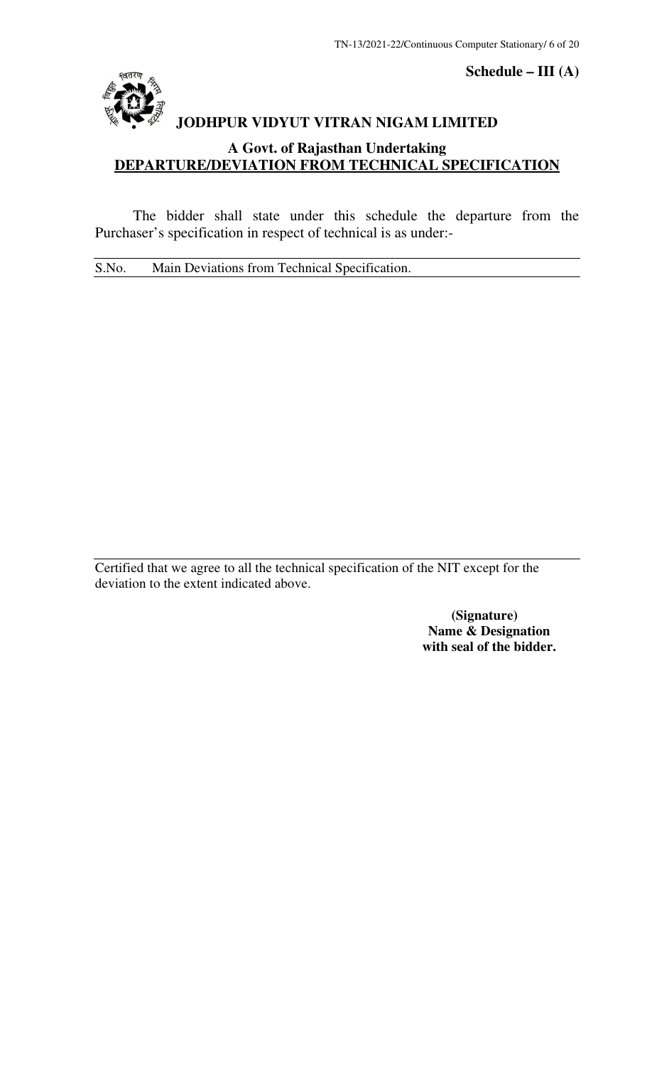**Schedule – III (A)**

# JODHPUR VIDYUT VITRAN NIGAM LIMITED

## A Govt. of Rajasthan Undertaking

## DEPARTURE/DEVIATION FROM TECHNICAL SPECIFICATION

The bidder shall state under this schedule the departure from the Purchaser's specification in respect of technical is as under:-

| S.No. | Main Deviations from Technical Specification. |
|---|---|
| | |

Certified that we agree to all the technical specification of the NIT except for the deviation to the extent indicated above.

**(Signature)**
**Name & Designation**
**with seal of the bidder.**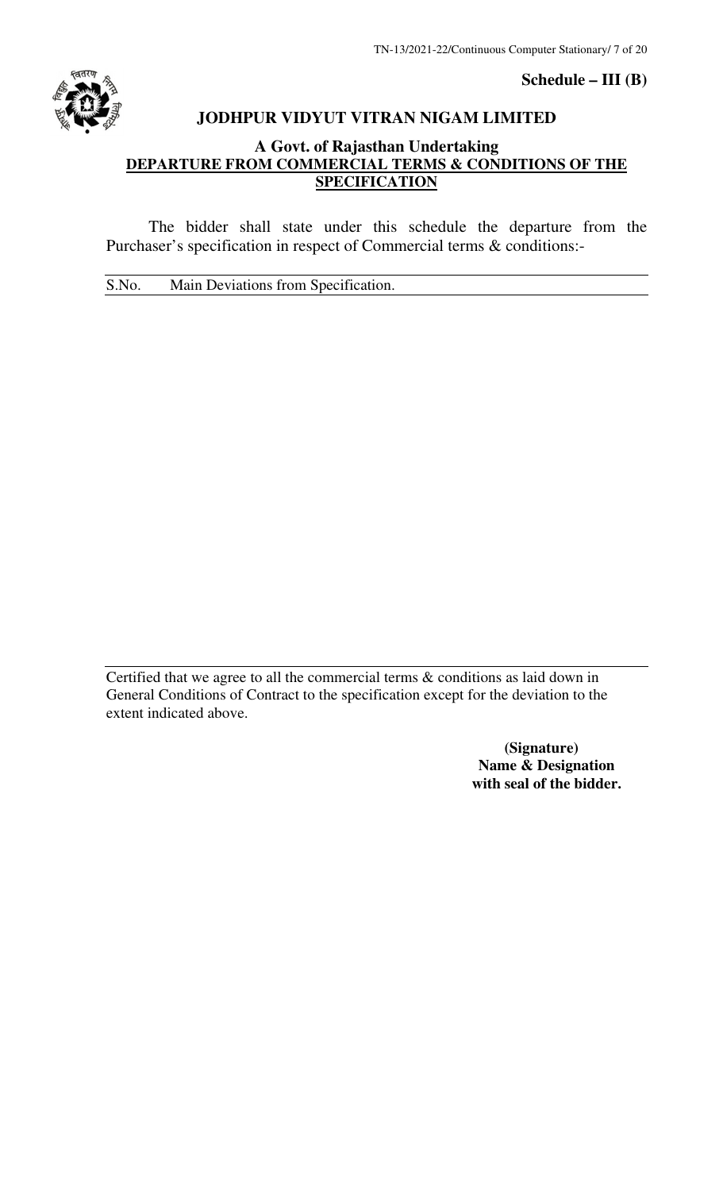**Schedule – III (B)**

## JODHPUR VIDYUT VITRAN NIGAM LIMITED

### A Govt. of Rajasthan Undertaking

### DEPARTURE FROM COMMERCIAL TERMS & CONDITIONS OF THE SPECIFICATION

The bidder shall state under this schedule the departure from the Purchaser's specification in respect of Commercial terms & conditions:-

| S.No. | Main Deviations from Specification. |
|---|---|
| | |

Certified that we agree to all the commercial terms & conditions as laid down in General Conditions of Contract to the specification except for the deviation to the extent indicated above.

**(Signature)**
**Name & Designation**
**with seal of the bidder.**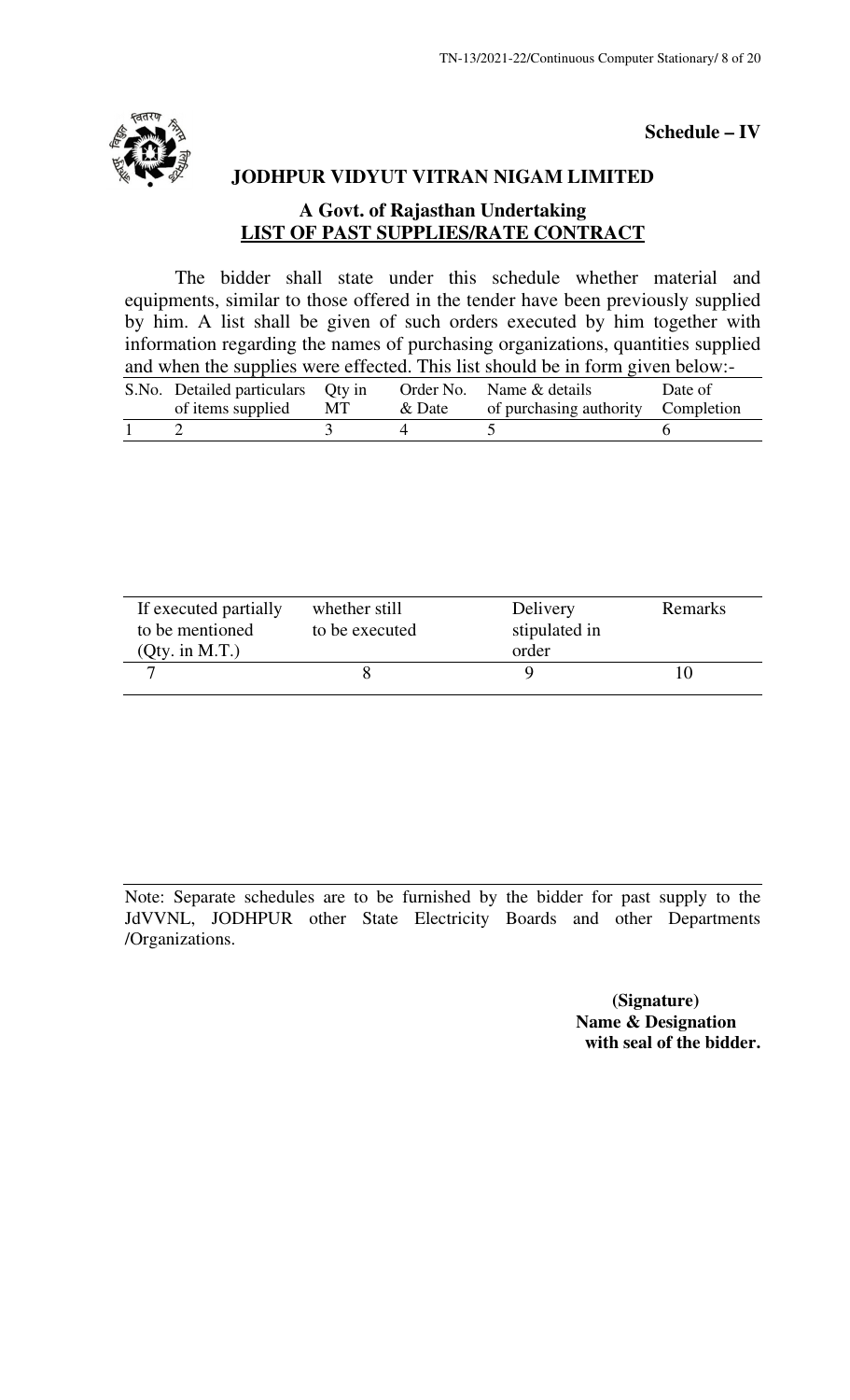**Schedule – IV**

## JODHPUR VIDYUT VITRAN NIGAM LIMITED

### A Govt. of Rajasthan Undertaking

### LIST OF PAST SUPPLIES/RATE CONTRACT

The bidder shall state under this schedule whether material and equipments, similar to those offered in the tender have been previously supplied by him. A list shall be given of such orders executed by him together with information regarding the names of purchasing organizations, quantities supplied and when the supplies were effected. This list should be in form given below:-

| S.No. | Detailed particulars of items supplied | Qty in MT | Order No. & Date | Name & details of purchasing authority | Date of Completion |
|---|---|---|---|---|---|
| 1 | 2 | 3 | 4 | 5 | 6 |

| If executed partially to be mentioned (Qty. in M.T.) | whether still to be executed | Delivery stipulated in order | Remarks |
|---|---|---|---|
| 7 | 8 | 9 | 10 |

Note: Separate schedules are to be furnished by the bidder for past supply to the JdVVNL, JODHPUR other State Electricity Boards and other Departments /Organizations.

**(Signature)**
**Name & Designation**
**with seal of the bidder.**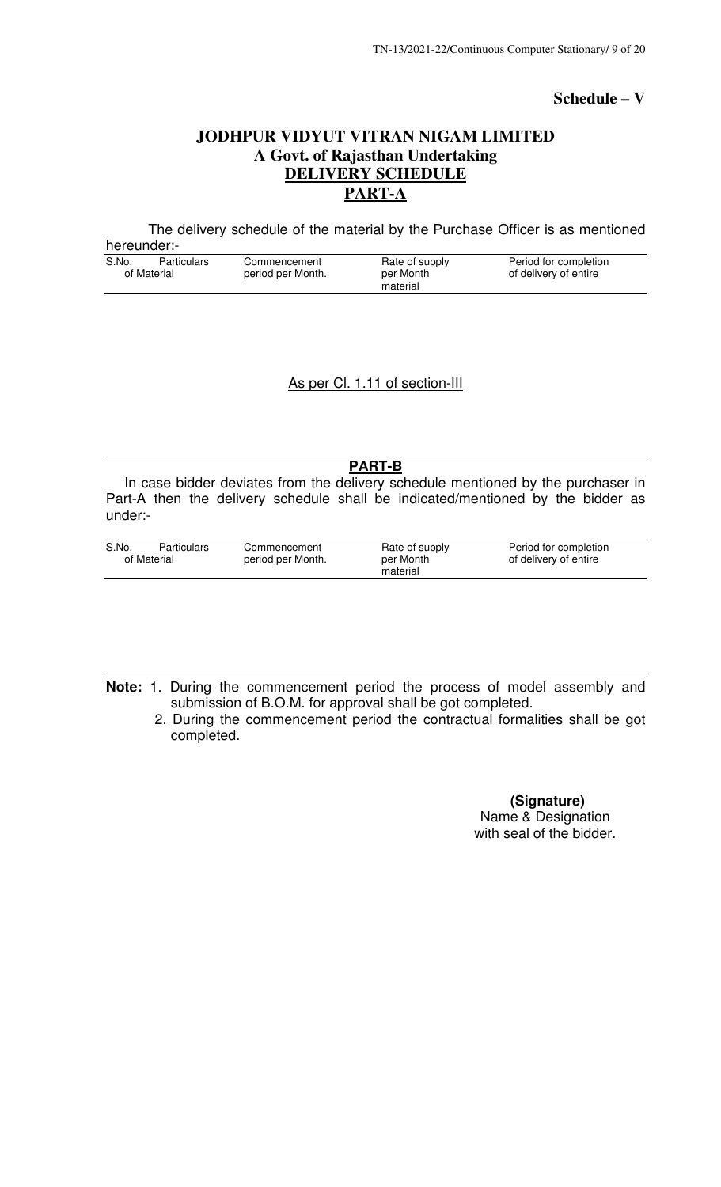**Schedule – V**

## JODHPUR VIDYUT VITRAN NIGAM LIMITED
### A Govt. of Rajasthan Undertaking
### DELIVERY SCHEDULE
### PART-A

The delivery schedule of the material by the Purchase Officer is as mentioned hereunder:-

| S.No. | Particulars of Material | Commencement period per Month. | Rate of supply per Month material | Period for completion of delivery of entire |
|---|---|---|---|---|

As per Cl. 1.11 of section-III

### PART-B

In case bidder deviates from the delivery schedule mentioned by the purchaser in Part-A then the delivery schedule shall be indicated/mentioned by the bidder as under:-

| S.No. | Particulars of Material | Commencement period per Month. | Rate of supply per Month material | Period for completion of delivery of entire |
|---|---|---|---|---|

**Note:** 1. During the commencement period the process of model assembly and submission of B.O.M. for approval shall be got completed.

2. During the commencement period the contractual formalities shall be got completed.

**(Signature)**
Name & Designation
with seal of the bidder.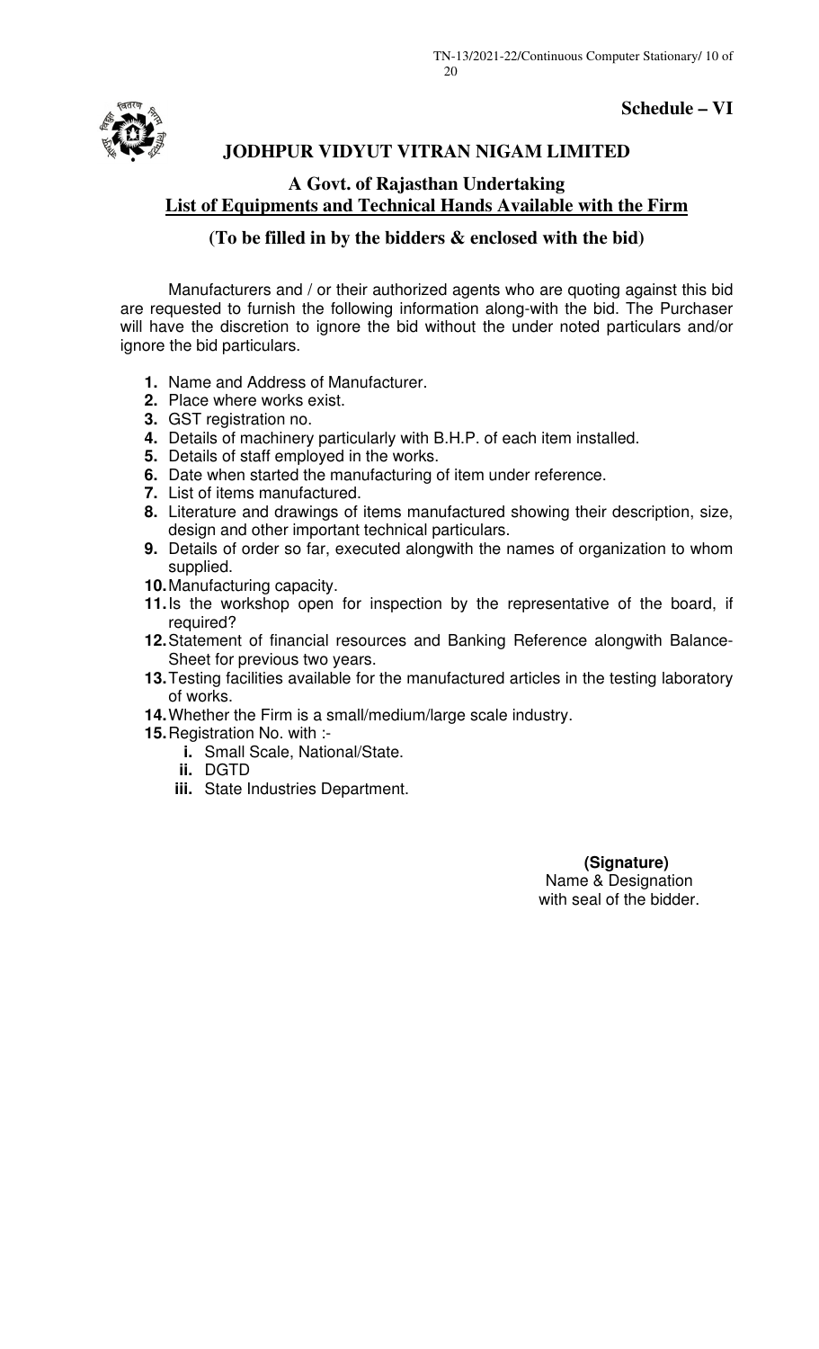**Schedule – VI**

## JODHPUR VIDYUT VITRAN NIGAM LIMITED

### A Govt. of Rajasthan Undertaking

### List of Equipments and Technical Hands Available with the Firm

**(To be filled in by the bidders & enclosed with the bid)**

Manufacturers and / or their authorized agents who are quoting against this bid are requested to furnish the following information along-with the bid. The Purchaser will have the discretion to ignore the bid without the under noted particulars and/or ignore the bid particulars.

1. Name and Address of Manufacturer.
2. Place where works exist.
3. GST registration no.
4. Details of machinery particularly with B.H.P. of each item installed.
5. Details of staff employed in the works.
6. Date when started the manufacturing of item under reference.
7. List of items manufactured.
8. Literature and drawings of items manufactured showing their description, size, design and other important technical particulars.
9. Details of order so far, executed alongwith the names of organization to whom supplied.
10. Manufacturing capacity.
11. Is the workshop open for inspection by the representative of the board, if required?
12. Statement of financial resources and Banking Reference alongwith Balance-Sheet for previous two years.
13. Testing facilities available for the manufactured articles in the testing laboratory of works.
14. Whether the Firm is a small/medium/large scale industry.
15. Registration No. with :-
    - i. Small Scale, National/State.
    - ii. DGTD
    - iii. State Industries Department.

**(Signature)**
Name & Designation
with seal of the bidder.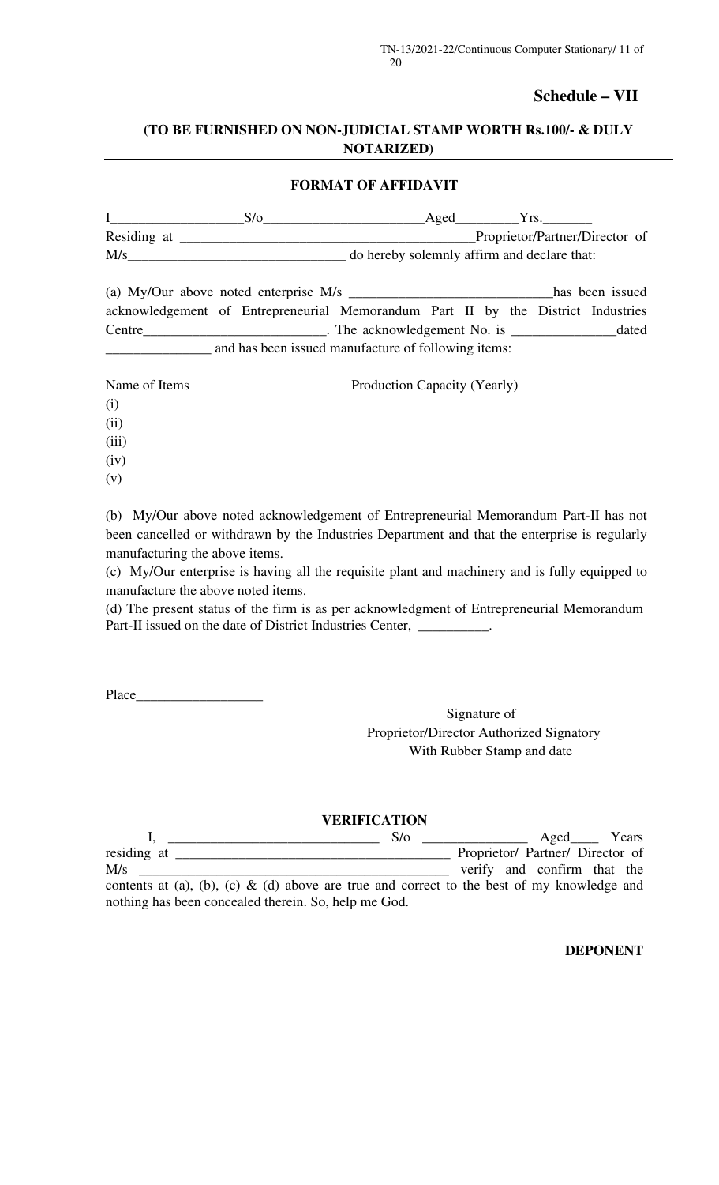## Schedule – VII

**(TO BE FURNISHED ON NON-JUDICIAL STAMP WORTH Rs.100/- & DULY NOTARIZED)**

**FORMAT OF AFFIDAVIT**

I__________________S/o______________________Aged________Yrs._______ Residing at ________________________________________Proprietor/Partner/Director of M/s______________________________ do hereby solemnly affirm and declare that:

(a) My/Our above noted enterprise M/s ____________________________has been issued acknowledgement of Entrepreneurial Memorandum Part II by the District Industries Centre_________________________. The acknowledgement No. is ______________dated ______________ and has been issued manufacture of following items:

| Name of Items | Production Capacity (Yearly) |
|---|---|
| (i) | |
| (ii) | |
| (iii) | |
| (iv) | |
| (v) | |

(b) My/Our above noted acknowledgement of Entrepreneurial Memorandum Part-II has not been cancelled or withdrawn by the Industries Department and that the enterprise is regularly manufacturing the above items.

(c) My/Our enterprise is having all the requisite plant and machinery and is fully equipped to manufacture the above noted items.

(d) The present status of the firm is as per acknowledgment of Entrepreneurial Memorandum Part-II issued on the date of District Industries Center, __________.

Place_________________

Signature of
Proprietor/Director Authorized Signatory
With Rubber Stamp and date

**VERIFICATION**

I, ______________________________ S/o _______________ Aged____ Years residing at ______________________________________ Proprietor/ Partner/ Director of M/s ____________________________________________ verify and confirm that the contents at (a), (b), (c) & (d) above are true and correct to the best of my knowledge and nothing has been concealed therein. So, help me God.

**DEPONENT**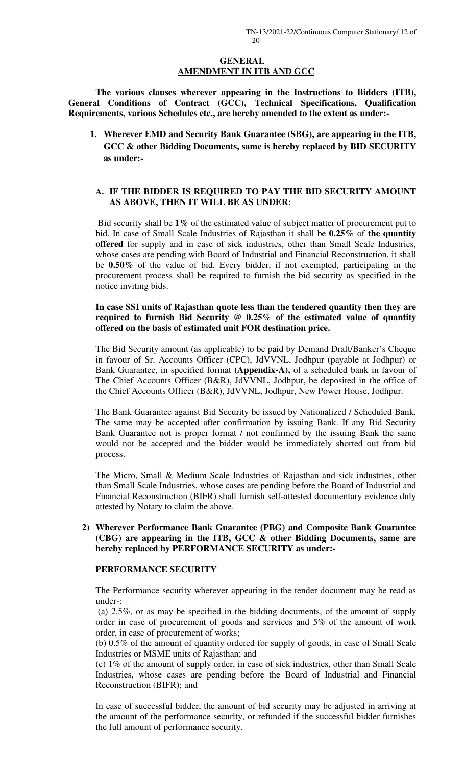## GENERAL
## AMENDMENT IN ITB AND GCC

**The various clauses wherever appearing in the Instructions to Bidders (ITB), General Conditions of Contract (GCC), Technical Specifications, Qualification Requirements, various Schedules etc., are hereby amended to the extent as under:-**

1. **Wherever EMD and Security Bank Guarantee (SBG), are appearing in the ITB, GCC & other Bidding Documents, same is hereby replaced by BID SECURITY as under:-**

**A. IF THE BIDDER IS REQUIRED TO PAY THE BID SECURITY AMOUNT AS ABOVE, THEN IT WILL BE AS UNDER:**

Bid security shall be **1%** of the estimated value of subject matter of procurement put to bid. In case of Small Scale Industries of Rajasthan it shall be **0.25%** of **the quantity offered** for supply and in case of sick industries, other than Small Scale Industries, whose cases are pending with Board of Industrial and Financial Reconstruction, it shall be **0.50%** of the value of bid. Every bidder, if not exempted, participating in the procurement process shall be required to furnish the bid security as specified in the notice inviting bids.

**In case SSI units of Rajasthan quote less than the tendered quantity then they are required to furnish Bid Security @ 0.25% of the estimated value of quantity offered on the basis of estimated unit FOR destination price.**

The Bid Security amount (as applicable) to be paid by Demand Draft/Banker's Cheque in favour of Sr. Accounts Officer (CPC), JdVVNL, Jodhpur (payable at Jodhpur) or Bank Guarantee, in specified format **(Appendix-A),** of a scheduled bank in favour of The Chief Accounts Officer (B&R), JdVVNL, Jodhpur, be deposited in the office of the Chief Accounts Officer (B&R), JdVVNL, Jodhpur, New Power House, Jodhpur.

The Bank Guarantee against Bid Security be issued by Nationalized / Scheduled Bank. The same may be accepted after confirmation by issuing Bank. If any Bid Security Bank Guarantee not is proper format / not confirmed by the issuing Bank the same would not be accepted and the bidder would be immediately shorted out from bid process.

The Micro, Small & Medium Scale Industries of Rajasthan and sick industries, other than Small Scale Industries, whose cases are pending before the Board of Industrial and Financial Reconstruction (BIFR) shall furnish self-attested documentary evidence duly attested by Notary to claim the above.

2) **Wherever Performance Bank Guarantee (PBG) and Composite Bank Guarantee (CBG) are appearing in the ITB, GCC & other Bidding Documents, same are hereby replaced by PERFORMANCE SECURITY as under:-**

**PERFORMANCE SECURITY**

The Performance security wherever appearing in the tender document may be read as under-:

(a) 2.5%, or as may be specified in the bidding documents, of the amount of supply order in case of procurement of goods and services and 5% of the amount of work order, in case of procurement of works;

(b) 0.5% of the amount of quantity ordered for supply of goods, in case of Small Scale Industries or MSME units of Rajasthan; and

(c) 1% of the amount of supply order, in case of sick industries, other than Small Scale Industries, whose cases are pending before the Board of Industrial and Financial Reconstruction (BIFR); and

In case of successful bidder, the amount of bid security may be adjusted in arriving at the amount of the performance security, or refunded if the successful bidder furnishes the full amount of performance security.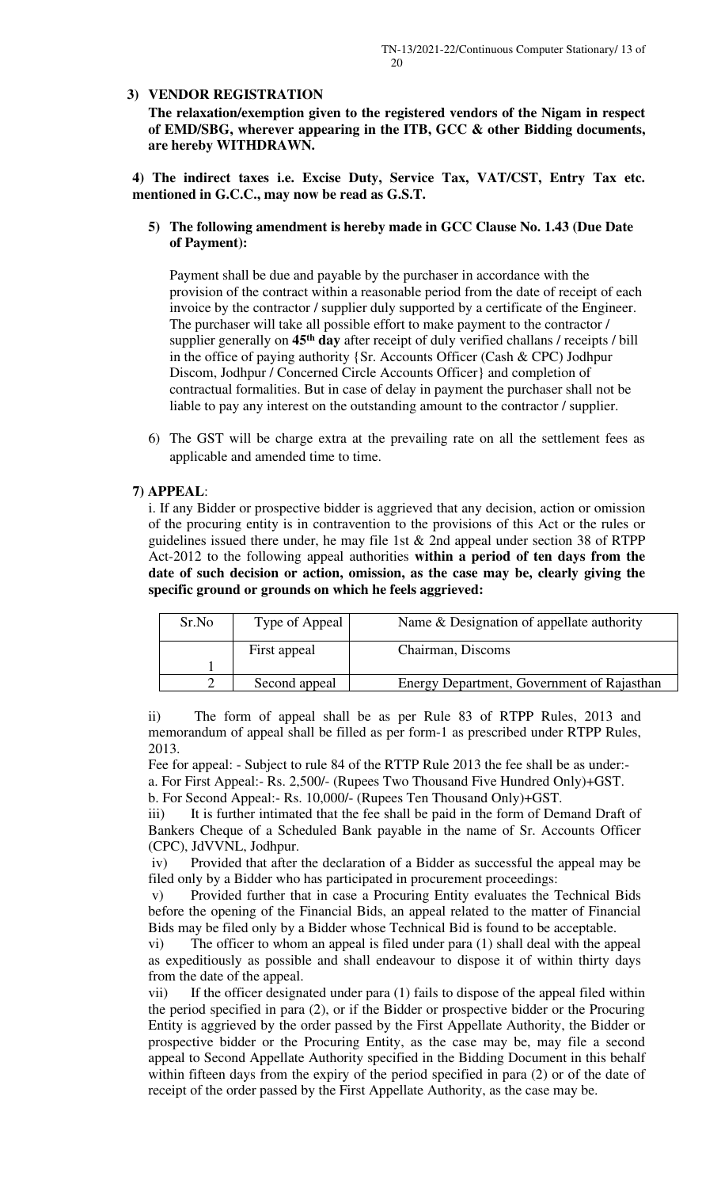**3) VENDOR REGISTRATION**

**The relaxation/exemption given to the registered vendors of the Nigam in respect of EMD/SBG, wherever appearing in the ITB, GCC & other Bidding documents, are hereby WITHDRAWN.**

**4) The indirect taxes i.e. Excise Duty, Service Tax, VAT/CST, Entry Tax etc. mentioned in G.C.C., may now be read as G.S.T.**

**5) The following amendment is hereby made in GCC Clause No. 1.43 (Due Date of Payment):**

Payment shall be due and payable by the purchaser in accordance with the provision of the contract within a reasonable period from the date of receipt of each invoice by the contractor / supplier duly supported by a certificate of the Engineer. The purchaser will take all possible effort to make payment to the contractor / supplier generally on **45th day** after receipt of duly verified challans / receipts / bill in the office of paying authority {Sr. Accounts Officer (Cash & CPC) Jodhpur Discom, Jodhpur / Concerned Circle Accounts Officer} and completion of contractual formalities. But in case of delay in payment the purchaser shall not be liable to pay any interest on the outstanding amount to the contractor / supplier.

6) The GST will be charge extra at the prevailing rate on all the settlement fees as applicable and amended time to time.

**7) APPEAL**:

i. If any Bidder or prospective bidder is aggrieved that any decision, action or omission of the procuring entity is in contravention to the provisions of this Act or the rules or guidelines issued there under, he may file 1st & 2nd appeal under section 38 of RTPP Act-2012 to the following appeal authorities **within a period of ten days from the date of such decision or action, omission, as the case may be, clearly giving the specific ground or grounds on which he feels aggrieved:**

| Sr.No | Type of Appeal | Name & Designation of appellate authority |
|---|---|---|
| 1 | First appeal | Chairman, Discoms |
| 2 | Second appeal | Energy Department, Government of Rajasthan |

ii) The form of appeal shall be as per Rule 83 of RTPP Rules, 2013 and memorandum of appeal shall be filled as per form-1 as prescribed under RTPP Rules, 2013.

Fee for appeal: - Subject to rule 84 of the RTTP Rule 2013 the fee shall be as under:-

a. For First Appeal:- Rs. 2,500/- (Rupees Two Thousand Five Hundred Only)+GST.

b. For Second Appeal:- Rs. 10,000/- (Rupees Ten Thousand Only)+GST.

iii) It is further intimated that the fee shall be paid in the form of Demand Draft of Bankers Cheque of a Scheduled Bank payable in the name of Sr. Accounts Officer (CPC), JdVVNL, Jodhpur.

iv) Provided that after the declaration of a Bidder as successful the appeal may be filed only by a Bidder who has participated in procurement proceedings:

v) Provided further that in case a Procuring Entity evaluates the Technical Bids before the opening of the Financial Bids, an appeal related to the matter of Financial Bids may be filed only by a Bidder whose Technical Bid is found to be acceptable.

vi) The officer to whom an appeal is filed under para (1) shall deal with the appeal as expeditiously as possible and shall endeavour to dispose it of within thirty days from the date of the appeal.

vii) If the officer designated under para (1) fails to dispose of the appeal filed within the period specified in para (2), or if the Bidder or prospective bidder or the Procuring Entity is aggrieved by the order passed by the First Appellate Authority, the Bidder or prospective bidder or the Procuring Entity, as the case may be, may file a second appeal to Second Appellate Authority specified in the Bidding Document in this behalf within fifteen days from the expiry of the period specified in para (2) or of the date of receipt of the order passed by the First Appellate Authority, as the case may be.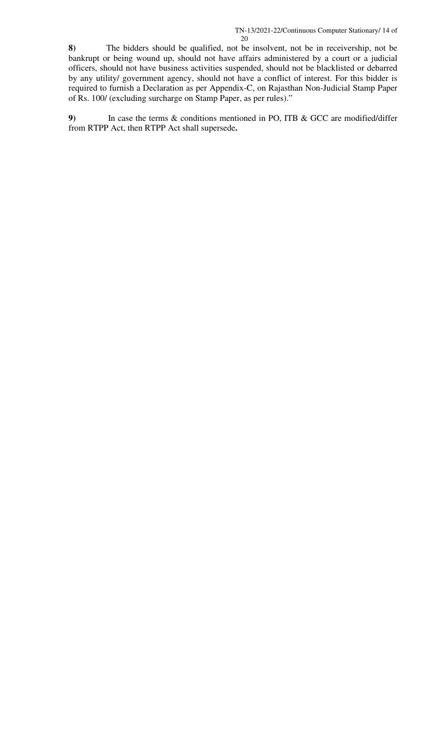**8)** The bidders should be qualified, not be insolvent, not be in receivership, not be bankrupt or being wound up, should not have affairs administered by a court or a judicial officers, should not have business activities suspended, should not be blacklisted or debarred by any utility/ government agency, should not have a conflict of interest. For this bidder is required to furnish a Declaration as per Appendix-C, on Rajasthan Non-Judicial Stamp Paper of Rs. 100/ (excluding surcharge on Stamp Paper, as per rules)."

**9)** In case the terms & conditions mentioned in PO, ITB & GCC are modified/differ from RTPP Act, then RTPP Act shall supersede**.**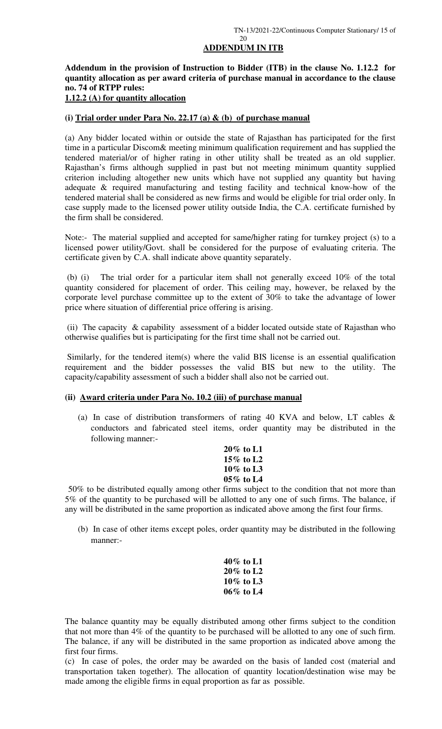## ADDENDUM IN ITB

**Addendum in the provision of Instruction to Bidder (ITB) in the clause No. 1.12.2 for quantity allocation as per award criteria of purchase manual in accordance to the clause no. 74 of RTPP rules:**

**1.12.2 (A) for quantity allocation**

**(i) Trial order under Para No. 22.17 (a) & (b) of purchase manual**

(a) Any bidder located within or outside the state of Rajasthan has participated for the first time in a particular Discom& meeting minimum qualification requirement and has supplied the tendered material/or of higher rating in other utility shall be treated as an old supplier. Rajasthan's firms although supplied in past but not meeting minimum quantity supplied criterion including altogether new units which have not supplied any quantity but having adequate & required manufacturing and testing facility and technical know-how of the tendered material shall be considered as new firms and would be eligible for trial order only. In case supply made to the licensed power utility outside India, the C.A. certificate furnished by the firm shall be considered.

Note:- The material supplied and accepted for same/higher rating for turnkey project (s) to a licensed power utility/Govt. shall be considered for the purpose of evaluating criteria. The certificate given by C.A. shall indicate above quantity separately.

(b) (i) The trial order for a particular item shall not generally exceed 10% of the total quantity considered for placement of order. This ceiling may, however, be relaxed by the corporate level purchase committee up to the extent of 30% to take the advantage of lower price where situation of differential price offering is arising.

(ii) The capacity & capability assessment of a bidder located outside state of Rajasthan who otherwise qualifies but is participating for the first time shall not be carried out.

Similarly, for the tendered item(s) where the valid BIS license is an essential qualification requirement and the bidder possesses the valid BIS but new to the utility. The capacity/capability assessment of such a bidder shall also not be carried out.

**(ii) Award criteria under Para No. 10.2 (iii) of purchase manual**

(a) In case of distribution transformers of rating 40 KVA and below, LT cables & conductors and fabricated steel items, order quantity may be distributed in the following manner:-

**20% to L1**
**15% to L2**
**10% to L3**
**05% to L4**

50% to be distributed equally among other firms subject to the condition that not more than 5% of the quantity to be purchased will be allotted to any one of such firms. The balance, if any will be distributed in the same proportion as indicated above among the first four firms.

(b) In case of other items except poles, order quantity may be distributed in the following manner:-

**40% to L1**
**20% to L2**
**10% to L3**
**06% to L4**

The balance quantity may be equally distributed among other firms subject to the condition that not more than 4% of the quantity to be purchased will be allotted to any one of such firm. The balance, if any will be distributed in the same proportion as indicated above among the first four firms.

(c) In case of poles, the order may be awarded on the basis of landed cost (material and transportation taken together). The allocation of quantity location/destination wise may be made among the eligible firms in equal proportion as far as possible.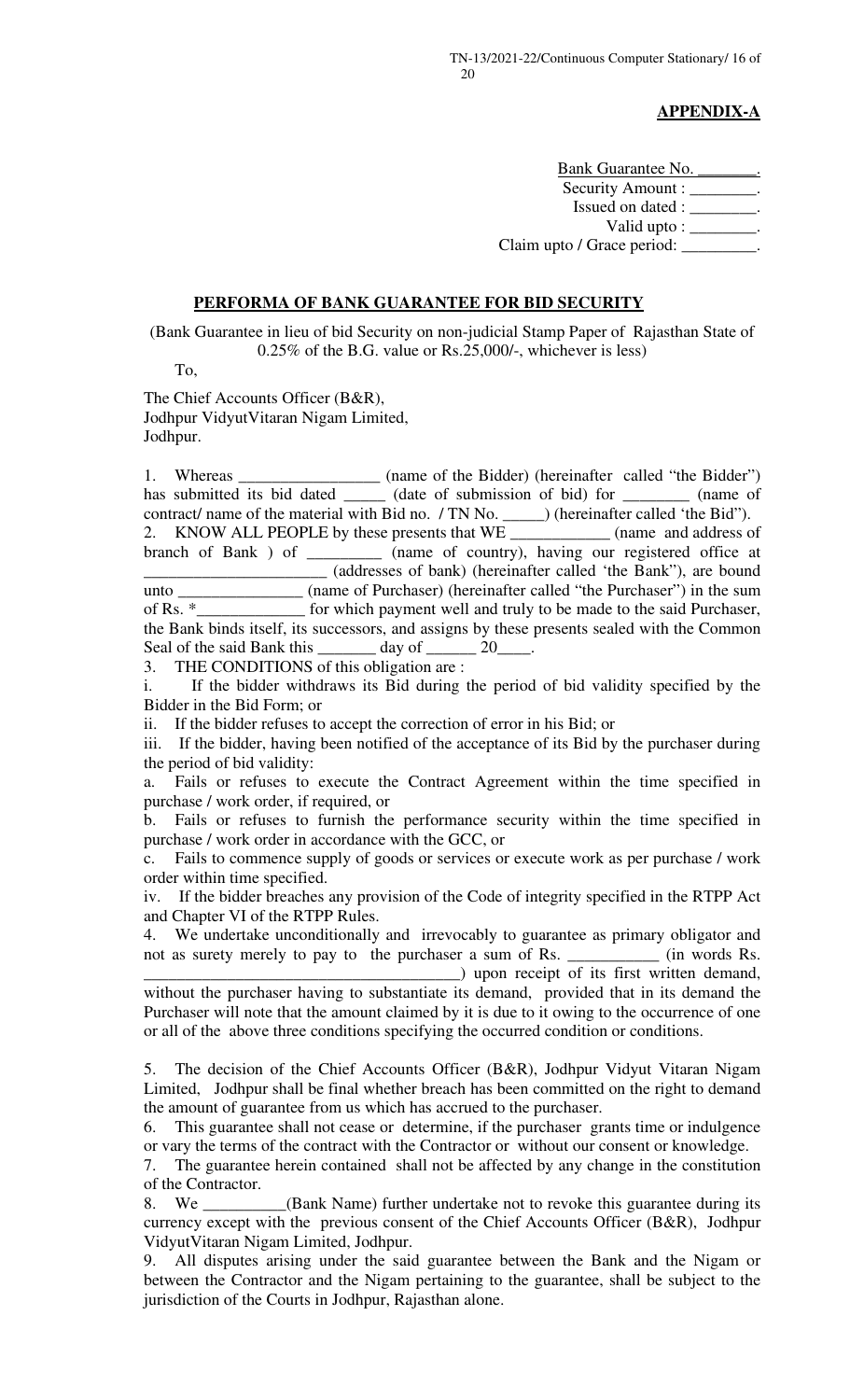**APPENDIX-A**

Bank Guarantee No. _______.
Security Amount : ________.
Issued on dated : ________.
Valid upto : ________.
Claim upto / Grace period: _________.

**PERFORMA OF BANK GUARANTEE FOR BID SECURITY**

(Bank Guarantee in lieu of bid Security on non-judicial Stamp Paper of Rajasthan State of 0.25% of the B.G. value or Rs.25,000/-, whichever is less)

To,

The Chief Accounts Officer (B&R),
Jodhpur VidyutVitaran Nigam Limited,
Jodhpur.

1. Whereas _________________ (name of the Bidder) (hereinafter called "the Bidder") has submitted its bid dated _____ (date of submission of bid) for ________ (name of contract/ name of the material with Bid no. / TN No. _____) (hereinafter called 'the Bid").
2. KNOW ALL PEOPLE by these presents that WE ____________ (name and address of branch of Bank ) of _________ (name of country), having our registered office at ______________________ (addresses of bank) (hereinafter called 'the Bank"), are bound unto _______________ (name of Purchaser) (hereinafter called "the Purchaser") in the sum of Rs. *_____________ for which payment well and truly to be made to the said Purchaser, the Bank binds itself, its successors, and assigns by these presents sealed with the Common Seal of the said Bank this _______ day of ______ 20____.
3. THE CONDITIONS of this obligation are :

i. If the bidder withdraws its Bid during the period of bid validity specified by the Bidder in the Bid Form; or

ii. If the bidder refuses to accept the correction of error in his Bid; or

iii. If the bidder, having been notified of the acceptance of its Bid by the purchaser during the period of bid validity:

a. Fails or refuses to execute the Contract Agreement within the time specified in purchase / work order, if required, or

b. Fails or refuses to furnish the performance security within the time specified in purchase / work order in accordance with the GCC, or

c. Fails to commence supply of goods or services or execute work as per purchase / work order within time specified.

iv. If the bidder breaches any provision of the Code of integrity specified in the RTPP Act and Chapter VI of the RTPP Rules.

4. We undertake unconditionally and irrevocably to guarantee as primary obligator and not as surety merely to pay to the purchaser a sum of Rs. ___________ (in words Rs. ______________________________________) upon receipt of its first written demand, without the purchaser having to substantiate its demand, provided that in its demand the Purchaser will note that the amount claimed by it is due to it owing to the occurrence of one or all of the above three conditions specifying the occurred condition or conditions.

5. The decision of the Chief Accounts Officer (B&R), Jodhpur Vidyut Vitaran Nigam Limited, Jodhpur shall be final whether breach has been committed on the right to demand the amount of guarantee from us which has accrued to the purchaser.
6. This guarantee shall not cease or determine, if the purchaser grants time or indulgence or vary the terms of the contract with the Contractor or without our consent or knowledge.
7. The guarantee herein contained shall not be affected by any change in the constitution of the Contractor.
8. We __________(Bank Name) further undertake not to revoke this guarantee during its currency except with the previous consent of the Chief Accounts Officer (B&R), Jodhpur VidyutVitaran Nigam Limited, Jodhpur.
9. All disputes arising under the said guarantee between the Bank and the Nigam or between the Contractor and the Nigam pertaining to the guarantee, shall be subject to the jurisdiction of the Courts in Jodhpur, Rajasthan alone.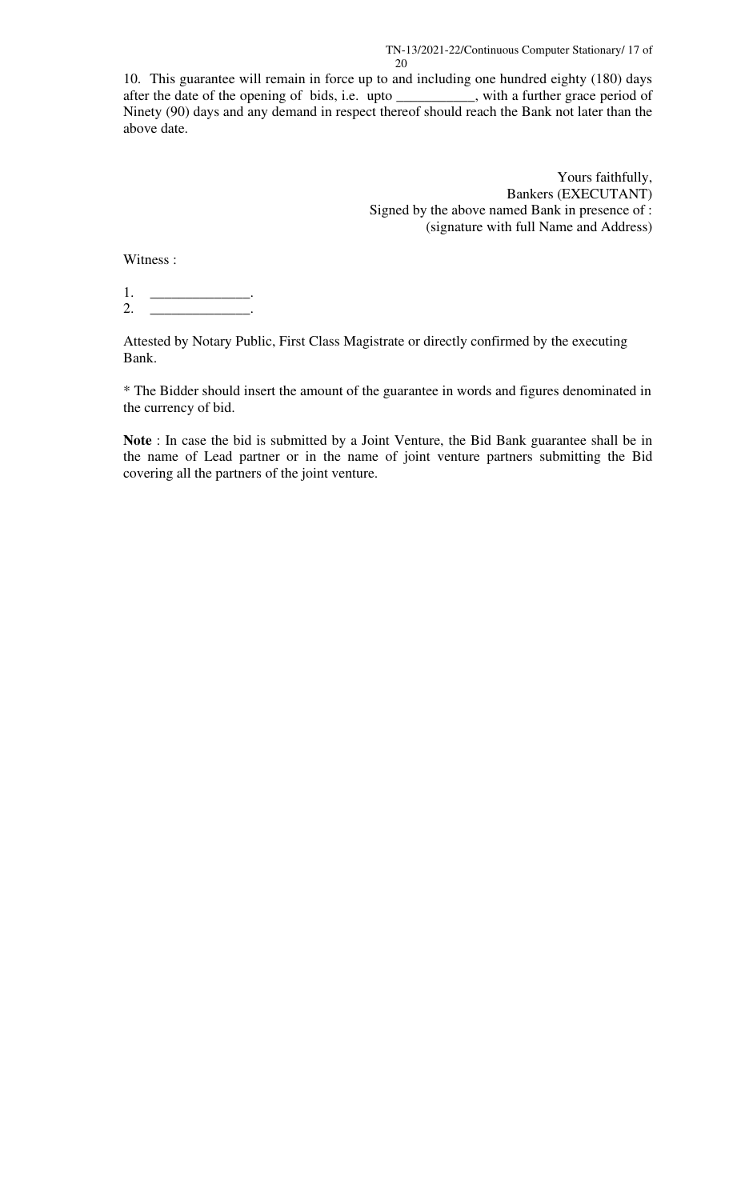10. This guarantee will remain in force up to and including one hundred eighty (180) days after the date of the opening of bids, i.e. upto ___________, with a further grace period of Ninety (90) days and any demand in respect thereof should reach the Bank not later than the above date.

Yours faithfully,
Bankers (EXECUTANT)
Signed by the above named Bank in presence of :
(signature with full Name and Address)

Witness :

1. ______________.
2. ______________.

Attested by Notary Public, First Class Magistrate or directly confirmed by the executing Bank.

* The Bidder should insert the amount of the guarantee in words and figures denominated in the currency of bid.

**Note** : In case the bid is submitted by a Joint Venture, the Bid Bank guarantee shall be in the name of Lead partner or in the name of joint venture partners submitting the Bid covering all the partners of the joint venture.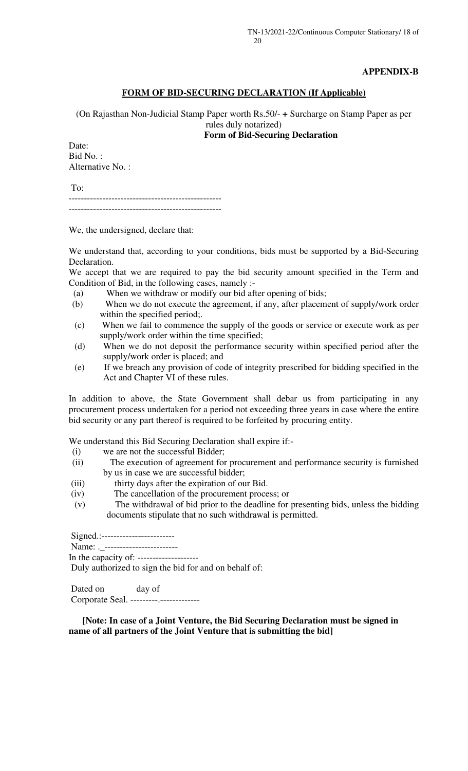**APPENDIX-B**

## FORM OF BID-SECURING DECLARATION (If Applicable)

(On Rajasthan Non-Judicial Stamp Paper worth Rs.50/- **+** Surcharge on Stamp Paper as per rules duly notarized)

**Form of Bid-Securing Declaration**

Date:
Bid No. :
Alternative No. :

To:
--------------------------------------------------
--------------------------------------------------

We, the undersigned, declare that:

We understand that, according to your conditions, bids must be supported by a Bid-Securing Declaration.

We accept that we are required to pay the bid security amount specified in the Term and Condition of Bid, in the following cases, namely :-

(a) When we withdraw or modify our bid after opening of bids;
(b) When we do not execute the agreement, if any, after placement of supply/work order within the specified period;.
(c) When we fail to commence the supply of the goods or service or execute work as per supply/work order within the time specified;
(d) When we do not deposit the performance security within specified period after the supply/work order is placed; and
(e) If we breach any provision of code of integrity prescribed for bidding specified in the Act and Chapter VI of these rules.

In addition to above, the State Government shall debar us from participating in any procurement process undertaken for a period not exceeding three years in case where the entire bid security or any part thereof is required to be forfeited by procuring entity.

We understand this Bid Securing Declaration shall expire if:-

(i) we are not the successful Bidder;
(ii) The execution of agreement for procurement and performance security is furnished by us in case we are successful bidder;
(iii) thirty days after the expiration of our Bid.
(iv) The cancellation of the procurement process; or
(v) The withdrawal of bid prior to the deadline for presenting bids, unless the bidding documents stipulate that no such withdrawal is permitted.

Signed.:------------------------
Name: ._------------------------
In the capacity of: --------------------
Duly authorized to sign the bid for and on behalf of:

Dated on day of
Corporate Seal. ---------.-------------

**[Note: In case of a Joint Venture, the Bid Securing Declaration must be signed in name of all partners of the Joint Venture that is submitting the bid]**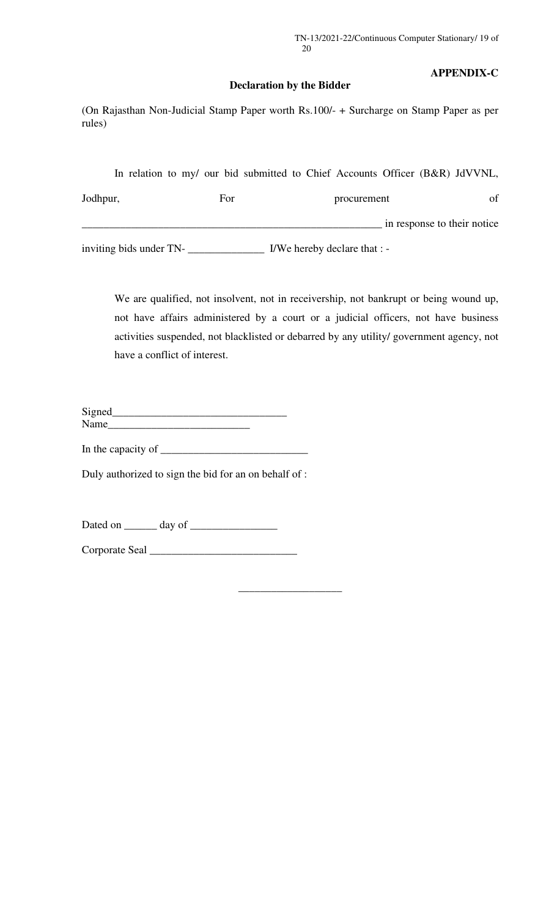**APPENDIX-C**

**Declaration by the Bidder**

(On Rajasthan Non-Judicial Stamp Paper worth Rs.100/- + Surcharge on Stamp Paper as per rules)

In relation to my/ our bid submitted to Chief Accounts Officer (B&R) JdVVNL, Jodhpur, For procurement of ______________________________________________________ in response to their notice inviting bids under TN- ______________ I/We hereby declare that : -

We are qualified, not insolvent, not in receivership, not bankrupt or being wound up, not have affairs administered by a court or a judicial officers, not have business activities suspended, not blacklisted or debarred by any utility/ government agency, not have a conflict of interest.

Signed_______________________________

Name_________________________

In the capacity of ___________________________

Duly authorized to sign the bid for an on behalf of :

Dated on ______ day of ________________

Corporate Seal ___________________________

___________________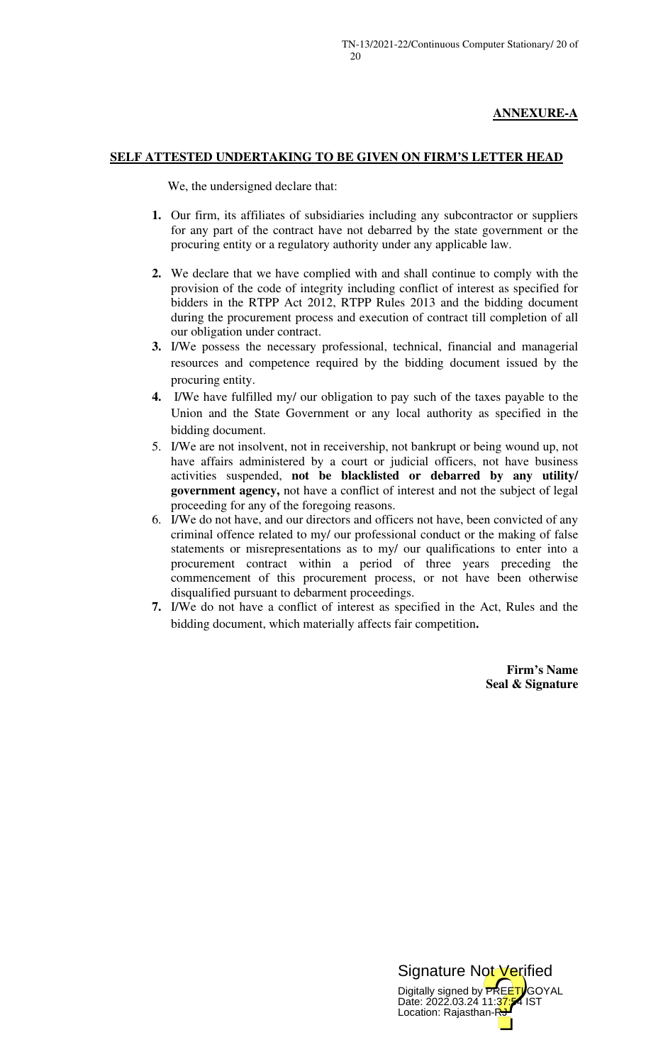**ANNEXURE-A**

**SELF ATTESTED UNDERTAKING TO BE GIVEN ON FIRM'S LETTER HEAD**

We, the undersigned declare that:

1. Our firm, its affiliates of subsidiaries including any subcontractor or suppliers for any part of the contract have not debarred by the state government or the procuring entity or a regulatory authority under any applicable law.
2. We declare that we have complied with and shall continue to comply with the provision of the code of integrity including conflict of interest as specified for bidders in the RTPP Act 2012, RTPP Rules 2013 and the bidding document during the procurement process and execution of contract till completion of all our obligation under contract.
3. I/We possess the necessary professional, technical, financial and managerial resources and competence required by the bidding document issued by the procuring entity.
4. I/We have fulfilled my/ our obligation to pay such of the taxes payable to the Union and the State Government or any local authority as specified in the bidding document.
5. I/We are not insolvent, not in receivership, not bankrupt or being wound up, not have affairs administered by a court or judicial officers, not have business activities suspended, **not be blacklisted or debarred by any utility/ government agency,** not have a conflict of interest and not the subject of legal proceeding for any of the foregoing reasons.
6. I/We do not have, and our directors and officers not have, been convicted of any criminal offence related to my/ our professional conduct or the making of false statements or misrepresentations as to my/ our qualifications to enter into a procurement contract within a period of three years preceding the commencement of this procurement process, or not have been otherwise disqualified pursuant to debarment proceedings.
7. I/We do not have a conflict of interest as specified in the Act, Rules and the bidding document, which materially affects fair competition**.**

**Firm's Name**
**Seal & Signature**

Signature Not Verified
Digitally signed by PREETI GOYAL
Date: 2022.03.24 11:37:54 IST
Location: Rajasthan-RJ